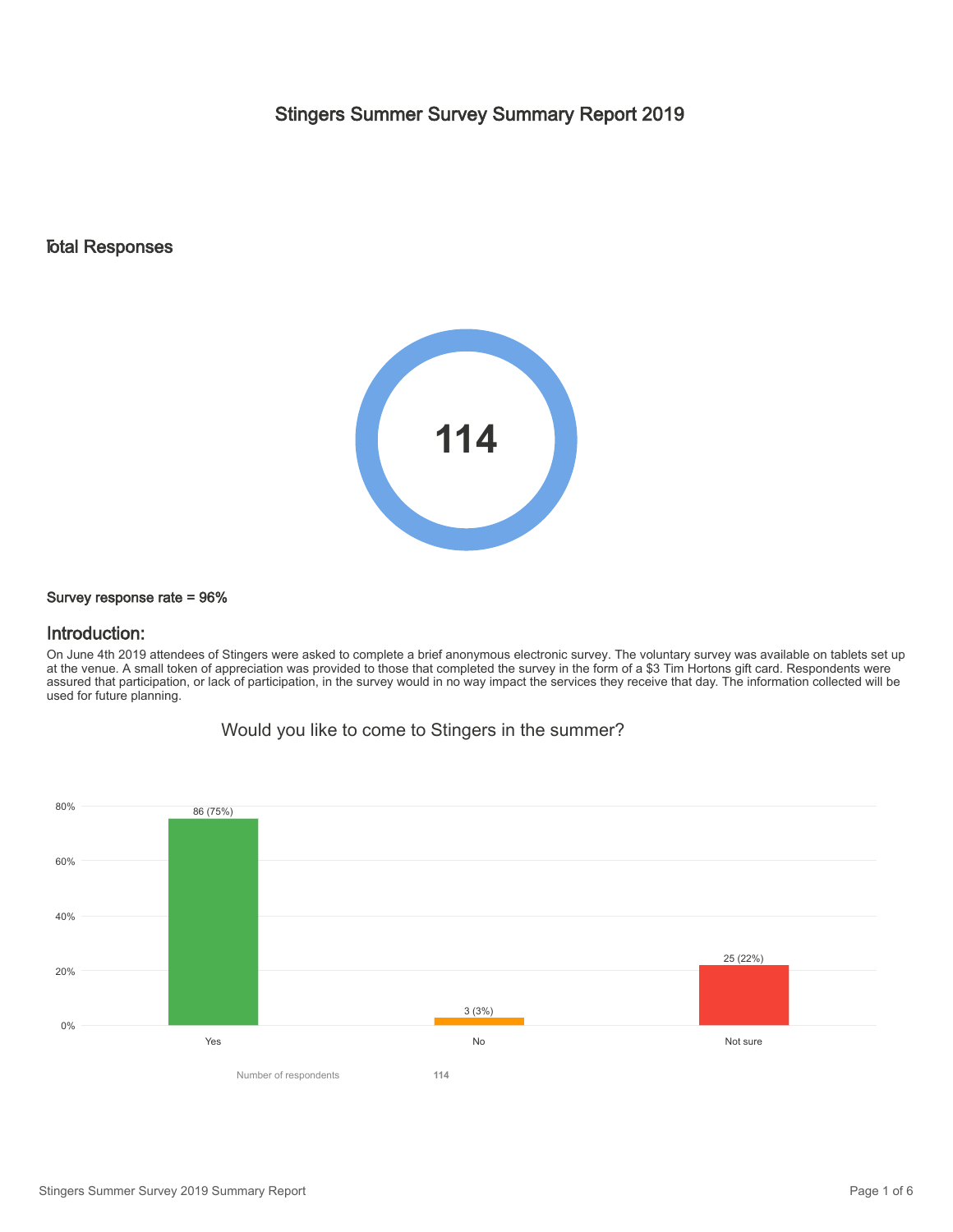# Stingers Summer Survey Summary Report 2019

## Total Responses

**114**

**Survey response rate = 96%**

## Introduction:

On June 4th 2019 attendees of Stingers were asked to complete a brief anonymous electronic survey. The voluntary survey was available on tablets set up at the venue. A small token of appreciation was provided to those that completed the survey in the form of a $3 Tim Hortons gift card. Respondents were assured that participation, or lack of participation, in the survey would in no way impact the services they receive that day. The information collected will be used for future planning.

### Would you like to come to Stingers in the summer?

| Response | Count (%) |
| --- | --- |
| Yes | 86 (75%) |
| No | 3 (3%) |
| Not sure | 25 (22%) |

Number of respondents: 114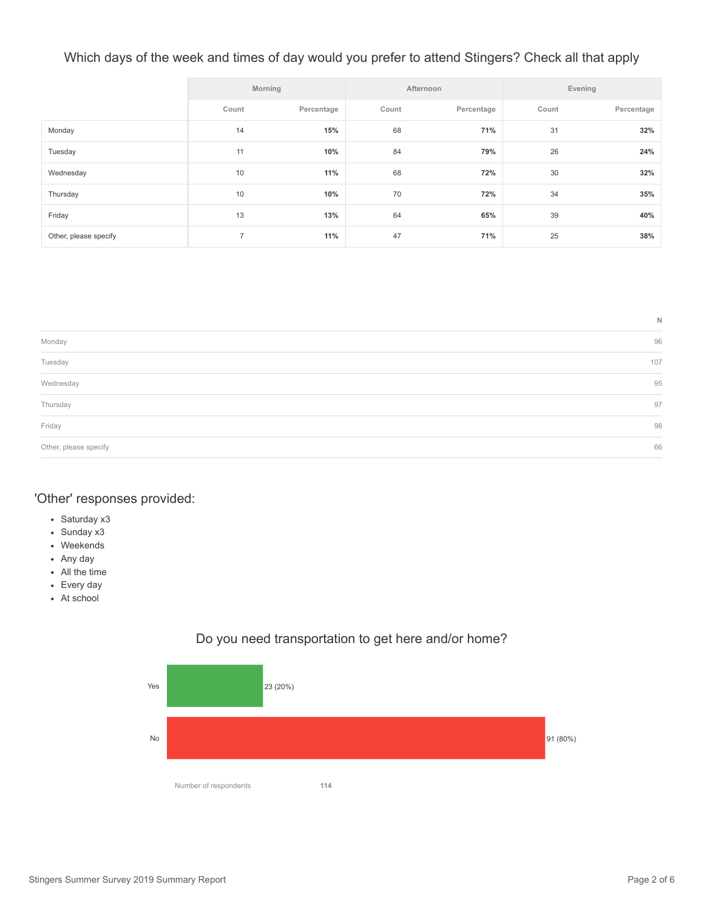## Which days of the week and times of day would you prefer to attend Stingers? Check all that apply

| | Morning | | Afternoon | | Evening | |
|---|---|---|---|---|---|---|
| | Count | Percentage | Count | Percentage | Count | Percentage |
| Monday | 14 | **15%** | 68 | **71%** | 31 | **32%** |
| Tuesday | 11 | **10%** | 84 | **79%** | 26 | **24%** |
| Wednesday | 10 | **11%** | 68 | **72%** | 30 | **32%** |
| Thursday | 10 | **10%** | 70 | **72%** | 34 | **35%** |
| Friday | 13 | **13%** | 64 | **65%** | 39 | **40%** |
| Other, please specify | 7 | **11%** | 47 | **71%** | 25 | **38%** |

| | N |
|---|---|
| Monday | 96 |
| Tuesday | 107 |
| Wednesday | 95 |
| Thursday | 97 |
| Friday | 98 |
| Other, please specify | 66 |

## 'Other' responses provided:

- Saturday x3
- Sunday x3
- Weekends
- Any day
- All the time
- Every day
- At school

## Do you need transportation to get here and/or home?

| Response | Count (%) |
|---|---|
| Yes | 23 (20%) |
| No | 91 (80%) |

Number of respondents **114**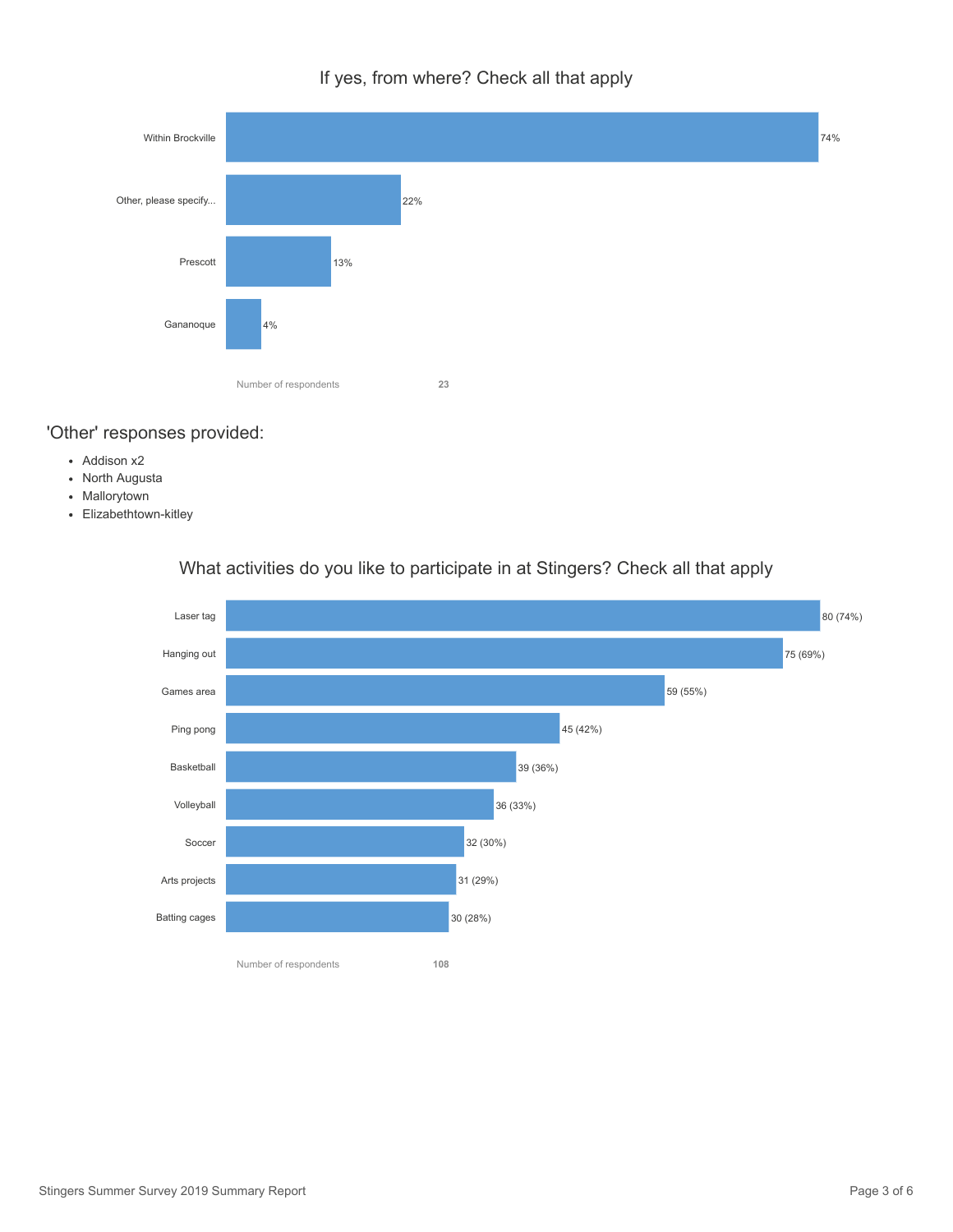## If yes, from where? Check all that apply

| Location | Percentage |
| --- | --- |
| Within Brockville | 74% |
| Other, please specify... | 22% |
| Prescott | 13% |
| Gananoque | 4% |

Number of respondents: 23

### 'Other' responses provided:

- Addison x2
- North Augusta
- Mallorytown
- Elizabethtown-kitley

## What activities do you like to participate in at Stingers? Check all that apply

| Activity | Responses |
| --- | --- |
| Laser tag | 80 (74%) |
| Hanging out | 75 (69%) |
| Games area | 59 (55%) |
| Ping pong | 45 (42%) |
| Basketball | 39 (36%) |
| Volleyball | 36 (33%) |
| Soccer | 32 (30%) |
| Arts projects | 31 (29%) |
| Batting cages | 30 (28%) |

Number of respondents: 108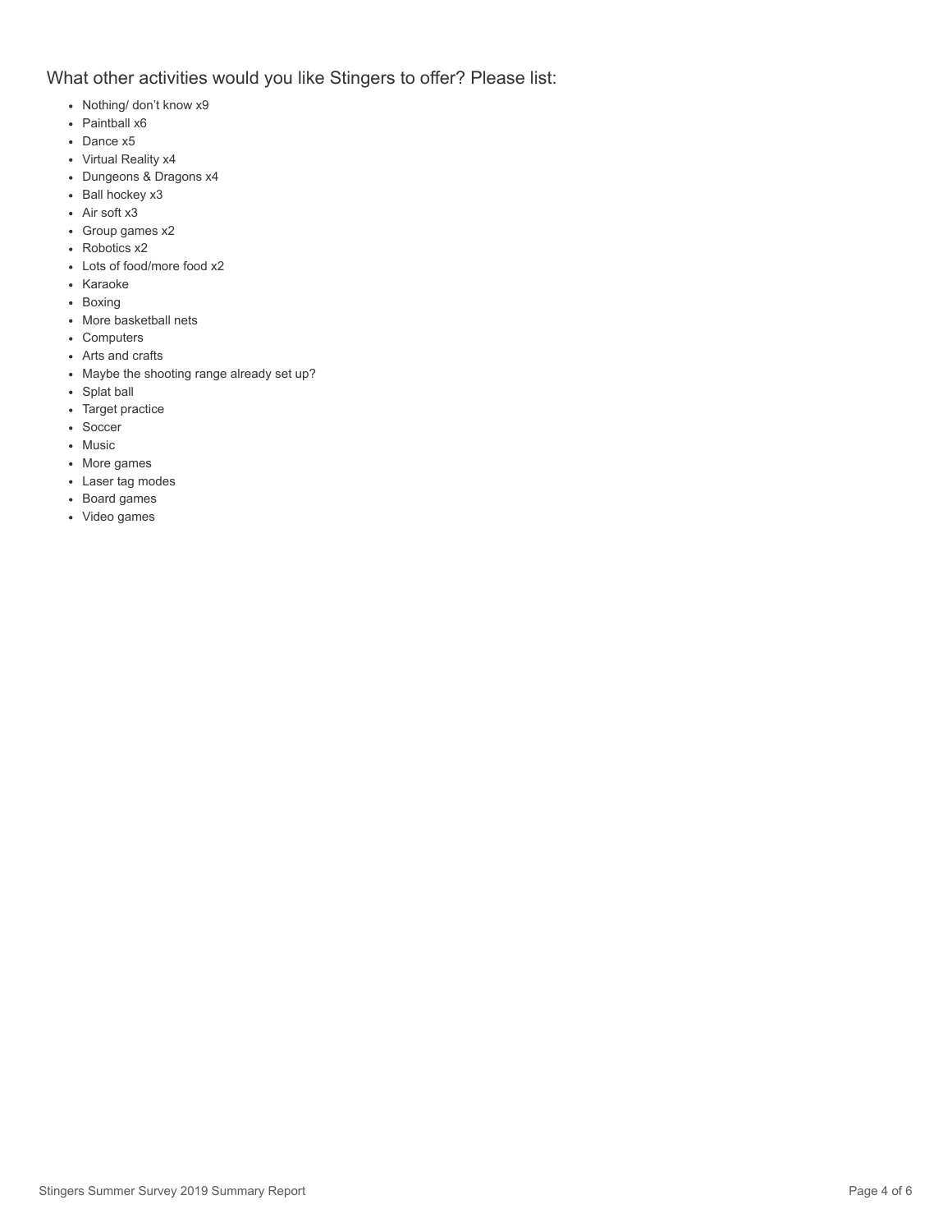## What other activities would you like Stingers to offer? Please list:

- Nothing/ don't know x9
- Paintball x6
- Dance x5
- Virtual Reality x4
- Dungeons & Dragons x4
- Ball hockey x3
- Air soft x3
- Group games x2
- Robotics x2
- Lots of food/more food x2
- Karaoke
- Boxing
- More basketball nets
- Computers
- Arts and crafts
- Maybe the shooting range already set up?
- Splat ball
- Target practice
- Soccer
- Music
- More games
- Laser tag modes
- Board games
- Video games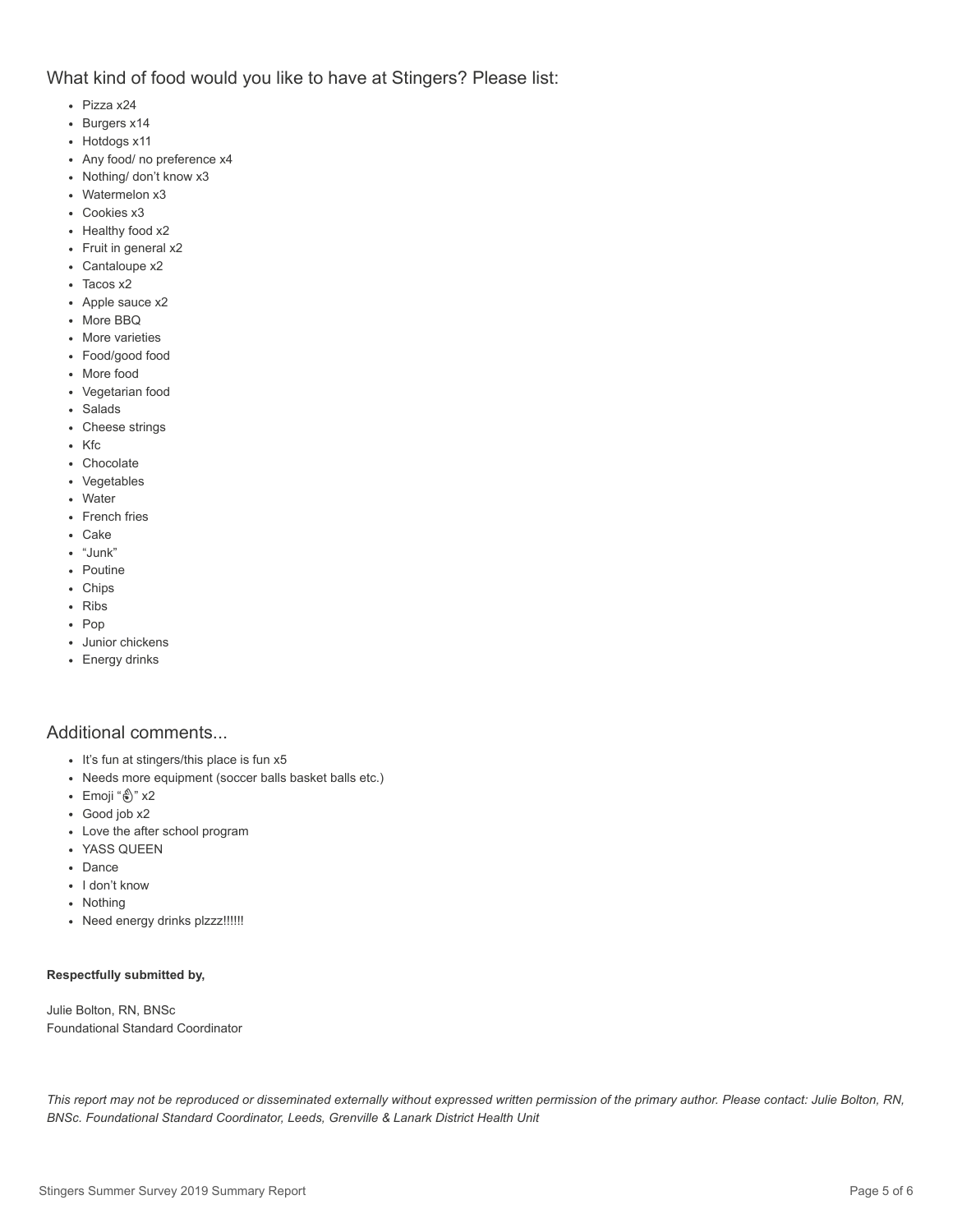## What kind of food would you like to have at Stingers? Please list:

- Pizza x24
- Burgers x14
- Hotdogs x11
- Any food/ no preference x4
- Nothing/ don't know x3
- Watermelon x3
- Cookies x3
- Healthy food x2
- Fruit in general x2
- Cantaloupe x2
- Tacos x2
- Apple sauce x2
- More BBQ
- More varieties
- Food/good food
- More food
- Vegetarian food
- Salads
- Cheese strings
- Kfc
- Chocolate
- Vegetables
- Water
- French fries
- Cake
- "Junk"
- Poutine
- Chips
- Ribs
- Pop
- Junior chickens
- Energy drinks

## Additional comments...

- It's fun at stingers/this place is fun x5
- Needs more equipment (soccer balls basket balls etc.)
- Emoji "👌" x2
- Good job x2
- Love the after school program
- YASS QUEEN
- Dance
- I don't know
- Nothing
- Need energy drinks plzzz!!!!!!

**Respectfully submitted by,**

Julie Bolton, RN, BNSc
Foundational Standard Coordinator

*This report may not be reproduced or disseminated externally without expressed written permission of the primary author. Please contact: Julie Bolton, RN, BNSc. Foundational Standard Coordinator, Leeds, Grenville & Lanark District Health Unit*